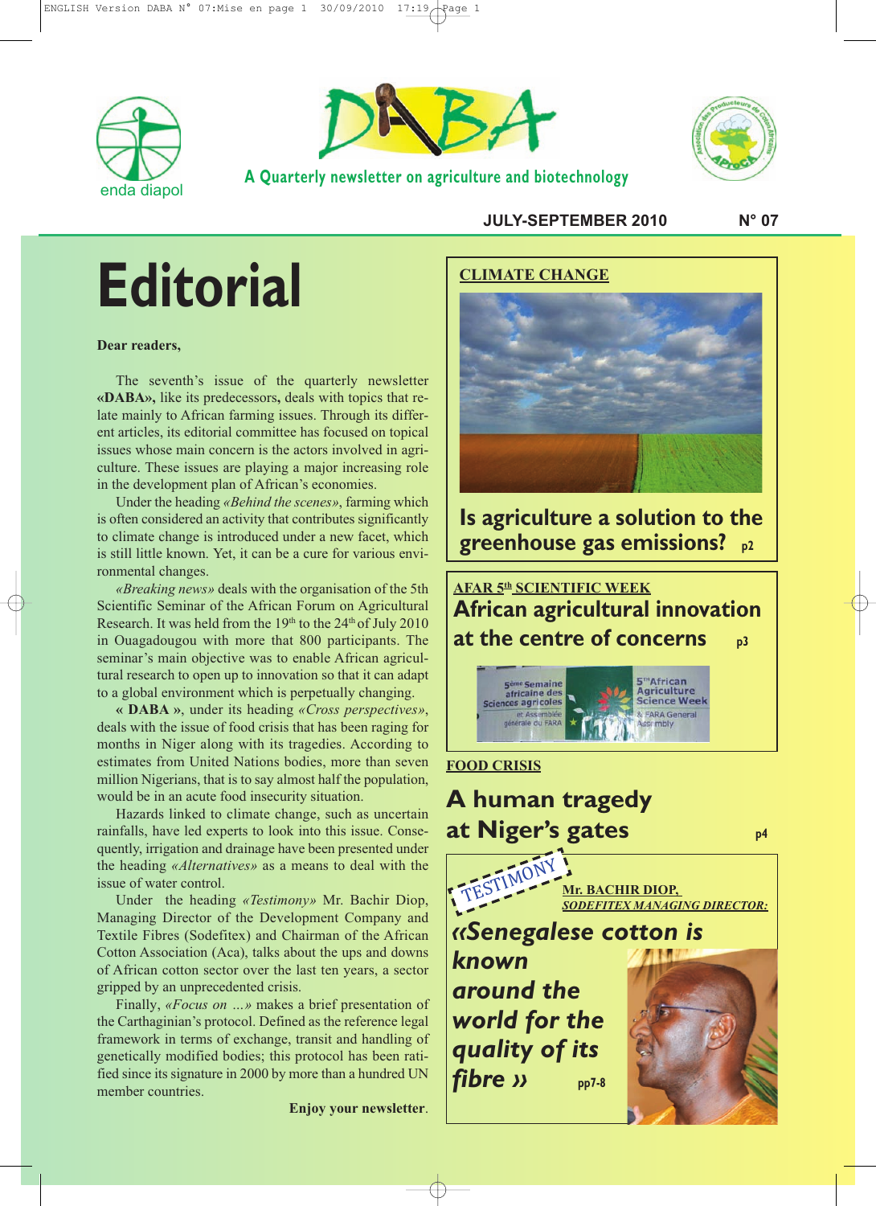# DABA

**A Quarterly newsletter on agriculture and biotechnology**

enda diapol

**JULY-SEPTEMBER 2010** **N° 07**

# Editorial

**Dear readers,**

The seventh's issue of the quarterly newsletter **«DABA»,** like its predecessors, deals with topics that relate mainly to African farming issues. Through its different articles, its editorial committee has focused on topical issues whose main concern is the actors involved in agriculture. These issues are playing a major increasing role in the development plan of African's economies.

Under the heading *«Behind the scenes»*, farming which is often considered an activity that contributes significantly to climate change is introduced under a new facet, which is still little known. Yet, it can be a cure for various environmental changes.

*«Breaking news»* deals with the organisation of the 5th Scientific Seminar of the African Forum on Agricultural Research. It was held from the 19th to the 24th of July 2010 in Ouagadougou with more that 800 participants. The seminar's main objective was to enable African agricultural research to open up to innovation so that it can adapt to a global environment which is perpetually changing.

**« DABA »**, under its heading *«Cross perspectives»*, deals with the issue of food crisis that has been raging for months in Niger along with its tragedies. According to estimates from United Nations bodies, more than seven million Nigerians, that is to say almost half the population, would be in an acute food insecurity situation.

Hazards linked to climate change, such as uncertain rainfalls, have led experts to look into this issue. Consequently, irrigation and drainage have been presented under the heading *«Alternatives»* as a means to deal with the issue of water control.

Under the heading *«Testimony»* Mr. Bachir Diop, Managing Director of the Development Company and Textile Fibres (Sodefitex) and Chairman of the African Cotton Association (Aca), talks about the ups and downs of African cotton sector over the last ten years, a sector gripped by an unprecedented crisis.

Finally, *«Focus on ...»* makes a brief presentation of the Carthaginian's protocol. Defined as the reference legal framework in terms of exchange, transit and handling of genetically modified bodies; this protocol has been ratified since its signature in 2000 by more than a hundred UN member countries.

**Enjoy your newsletter**.

---

**CLIMATE CHANGE**

## Is agriculture a solution to the greenhouse gas emissions? p2

**AFAR 5th SCIENTIFIC WEEK**

## African agricultural innovation at the centre of concerns p3

**FOOD CRISIS**

## A human tragedy at Niger's gates p4

**TESTIMONY**

**Mr. BACHIR DIOP,** ***SODEFITEX MANAGING DIRECTOR:***

## *«Senegalese cotton is known around the world for the quality of its fibre »* pp7-8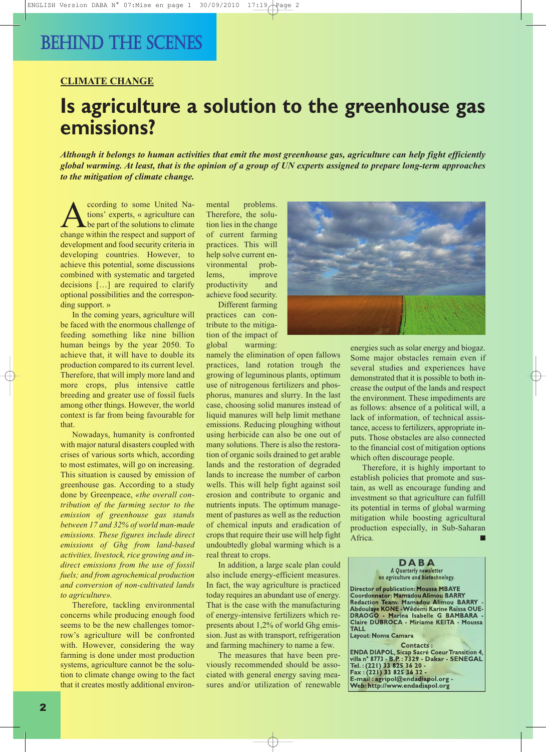# BEHIND THE SCENES

**CLIMATE CHANGE**

## Is agriculture a solution to the greenhouse gas emissions?

***Although it belongs to human activities that emit the most greenhouse gas, agriculture can help fight efficiently global warming. At least, that is the opinion of a group of UN experts assigned to prepare long-term approaches to the mitigation of climate change.***

According to some United Nations' experts, « agriculture can be part of the solutions to climate change within the respect and support of development and food security criteria in developing countries. However, to achieve this potential, some discussions combined with systematic and targeted decisions […] are required to clarify optional possibilities and the corresponding support. »

In the coming years, agriculture will be faced with the enormous challenge of feeding something like nine billion human beings by the year 2050. To achieve that, it will have to double its production compared to its current level. Therefore, that will imply more land and more crops, plus intensive cattle breeding and greater use of fossil fuels among other things. However, the world context is far from being favourable for that.

Nowadays, humanity is confronted with major natural disasters coupled with crises of various sorts which, according to most estimates, will go on increasing. This situation is caused by emission of greenhouse gas. According to a study done by Greenpeace, *«the overall contribution of the farming sector to the emission of greenhouse gas stands between 17 and 32% of world man-made emissions. These figures include direct emissions of Ghg from land-based activities, livestock, rice growing and indirect emissions from the use of fossil fuels; and from agrochemical production and conversion of non-cultivated lands to agriculture».*

Therefore, tackling environmental concerns while producing enough food seems to be the new challenges tomorrow's agriculture will be confronted with. However, considering the way farming is done under most production systems, agriculture cannot be the solution to climate change owing to the fact that it creates mostly additional environmental problems. Therefore, the solution lies in the change of current farming practices. This will help solve current environmental problems, improve productivity and achieve food security.

Different farming practices can contribute to the mitigation of the impact of global warming: namely the elimination of open fallows practices, land rotation trough the growing of leguminous plants, optimum use of nitrogenous fertilizers and phosphorus, manures and slurry. In the last case, choosing solid manures instead of liquid manures will help limit methane emissions. Reducing ploughing without using herbicide can also be one out of many solutions. There is also the restoration of organic soils drained to get arable lands and the restoration of degraded lands to increase the number of carbon wells. This will help fight against soil erosion and contribute to organic and nutrients inputs. The optimum management of pastures as well as the reduction of chemical inputs and eradication of crops that require their use will help fight undoubtedly global warming which is a real threat to crops.

In addition, a large scale plan could also include energy-efficient measures. In fact, the way agriculture is practiced today requires an abundant use of energy. That is the case with the manufacturing of energy-intensive fertilizers which represents about 1,2% of world Ghg emission. Just as with transport, refrigeration and farming machinery to name a few.

The measures that have been previously recommended should be associated with general energy saving measures and/or utilization of renewable energies such as solar energy and biogaz. Some major obstacles remain even if several studies and experiences have demonstrated that it is possible to both increase the output of the lands and respect the environment. These impediments are as follows: absence of a political will, a lack of information, of technical assistance, access to fertilizers, appropriate inputs. Those obstacles are also connected to the financial cost of mitigation options which often discourage people.

Therefore, it is highly important to establish policies that promote and sustain, as well as encourage funding and investment so that agriculture can fulfill its potential in terms of global warming mitigation while boosting agricultural production especially, in Sub-Saharan Africa. ■

---

**DABA**
*A Quarterly newsletter on agriculture and biotechnology.*

**Director of publication:** Moussa MBAYE
**Coordonnator:** Mamadou Alimou BARRY
**Redaction Team:** Mamadou Alimou BARRY - Abdoulaye KONE - Wêdémi Karine Raïssa OUEDRAOGO - Marina Isabelle G BAMBARA - Claire DUBROCA - Miriame KEITA - Moussa TALL
**Layout:** Noma Camara

**Contacts :**
ENDA DIAPOL, Sicap Sacré Coeur Transition 4, villa n° 8773 - B.P. : 7329 - Dakar - SENEGAL
Tel. : (221) 33 825 36 20 -
Fax : (221) 33 825 36 32 -
E-mail : agripol@endadiapol.org -
Web: http://www.endadiapol.org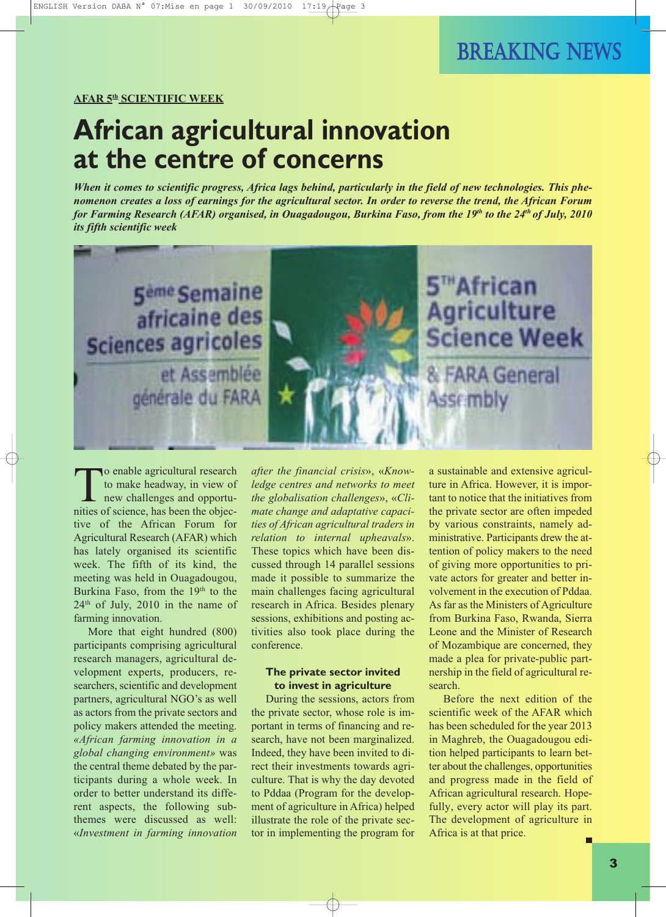BREAKING NEWS

**AFAR 5th SCIENTIFIC WEEK**

# African agricultural innovation at the centre of concerns

***When it comes to scientific progress, Africa lags behind, particularly in the field of new technologies. This phenomenon creates a loss of earnings for the agricultural sector. In order to reverse the trend, the African Forum for Farming Research (AFAR) organised, in Ouagadougou, Burkina Faso, from the 19th to the 24th of July, 2010 its fifth scientific week***

To enable agricultural research to make headway, in view of new challenges and opportunities of science, has been the objective of the African Forum for Agricultural Research (AFAR) which has lately organised its scientific week. The fifth of its kind, the meeting was held in Ouagadougou, Burkina Faso, from the 19th to the 24th of July, 2010 in the name of farming innovation.

More that eight hundred (800) participants comprising agricultural research managers, agricultural development experts, producers, researchers, scientific and development partners, agricultural NGO's as well as actors from the private sectors and policy makers attended the meeting. *«African farming innovation in a global changing environment»* was the central theme debated by the participants during a whole week. In order to better understand its different aspects, the following sub-themes were discussed as well: *«Investment in farming innovation after the financial crisis»*, *«Knowledge centres and networks to meet the globalisation challenges»*, *«Climate change and adaptative capacities of African agricultural traders in relation to internal upheavals»*. These topics which have been discussed through 14 parallel sessions made it possible to summarize the main challenges facing agricultural research in Africa. Besides plenary sessions, exhibitions and posting activities also took place during the conference.

### The private sector invited to invest in agriculture

During the sessions, actors from the private sector, whose role is important in terms of financing and research, have not been marginalized. Indeed, they have been invited to direct their investments towards agriculture. That is why the day devoted to Pddaa (Program for the development of agriculture in Africa) helped illustrate the role of the private sector in implementing the program for a sustainable and extensive agriculture in Africa. However, it is important to notice that the initiatives from the private sector are often impeded by various constraints, namely administrative. Participants drew the attention of policy makers to the need of giving more opportunities to private actors for greater and better involvement in the execution of Pddaa. As far as the Ministers of Agriculture from Burkina Faso, Rwanda, Sierra Leone and the Minister of Research of Mozambique are concerned, they made a plea for private-public partnership in the field of agricultural research.

Before the next edition of the scientific week of the AFAR which has been scheduled for the year 2013 in Maghreb, the Ouagadougou edition helped participants to learn better about the challenges, opportunities and progress made in the field of African agricultural research. Hopefully, every actor will play its part. The development of agriculture in Africa is at that price.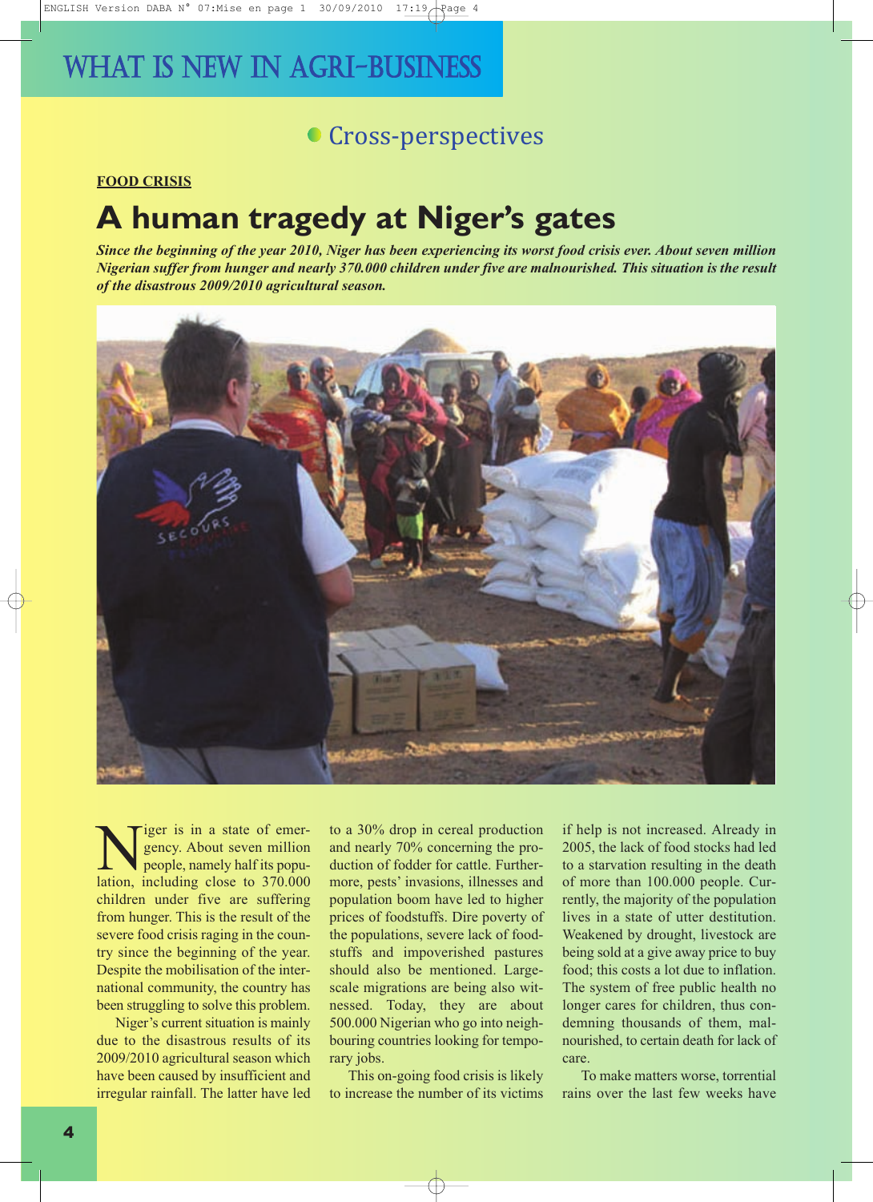# WHAT IS NEW IN AGRI-BUSINESS

## Cross-perspectives

**FOOD CRISIS**

# A human tragedy at Niger's gates

***Since the beginning of the year 2010, Niger has been experiencing its worst food crisis ever. About seven million Nigerian suffer from hunger and nearly 370.000 children under five are malnourished. This situation is the result of the disastrous 2009/2010 agricultural season.***

Niger is in a state of emergency. About seven million people, namely half its population, including close to 370.000 children under five are suffering from hunger. This is the result of the severe food crisis raging in the country since the beginning of the year. Despite the mobilisation of the international community, the country has been struggling to solve this problem.

Niger's current situation is mainly due to the disastrous results of its 2009/2010 agricultural season which have been caused by insufficient and irregular rainfall. The latter have led to a 30% drop in cereal production and nearly 70% concerning the production of fodder for cattle. Furthermore, pests' invasions, illnesses and population boom have led to higher prices of foodstuffs. Dire poverty of the populations, severe lack of foodstuffs and impoverished pastures should also be mentioned. Large-scale migrations are being also witnessed. Today, they are about 500.000 Nigerian who go into neighbouring countries looking for temporary jobs.

This on-going food crisis is likely to increase the number of its victims if help is not increased. Already in 2005, the lack of food stocks had led to a starvation resulting in the death of more than 100.000 people. Currently, the majority of the population lives in a state of utter destitution. Weakened by drought, livestock are being sold at a give away price to buy food; this costs a lot due to inflation. The system of free public health no longer cares for children, thus condemning thousands of them, malnourished, to certain death for lack of care.

To make matters worse, torrential rains over the last few weeks have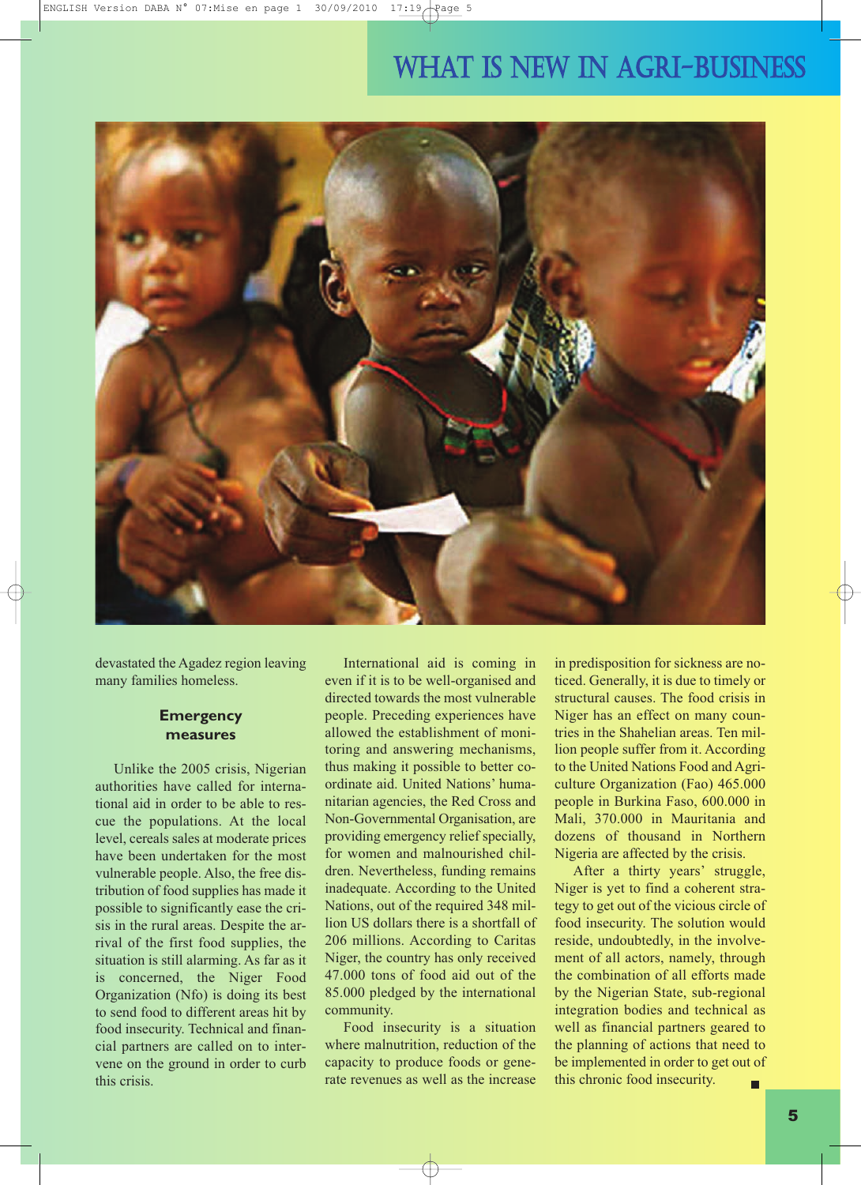devastated the Agadez region leaving many families homeless.

### Emergency measures

Unlike the 2005 crisis, Nigerian authorities have called for international aid in order to be able to rescue the populations. At the local level, cereals sales at moderate prices have been undertaken for the most vulnerable people. Also, the free distribution of food supplies has made it possible to significantly ease the crisis in the rural areas. Despite the arrival of the first food supplies, the situation is still alarming. As far as it is concerned, the Niger Food Organization (Nfo) is doing its best to send food to different areas hit by food insecurity. Technical and financial partners are called on to intervene on the ground in order to curb this crisis.

International aid is coming in even if it is to be well-organised and directed towards the most vulnerable people. Preceding experiences have allowed the establishment of monitoring and answering mechanisms, thus making it possible to better coordinate aid. United Nations' humanitarian agencies, the Red Cross and Non-Governmental Organisation, are providing emergency relief specially, for women and malnourished children. Nevertheless, funding remains inadequate. According to the United Nations, out of the required 348 million US dollars there is a shortfall of 206 millions. According to Caritas Niger, the country has only received 47.000 tons of food aid out of the 85.000 pledged by the international community.

Food insecurity is a situation where malnutrition, reduction of the capacity to produce foods or generate revenues as well as the increase in predisposition for sickness are noticed. Generally, it is due to timely or structural causes. The food crisis in Niger has an effect on many countries in the Shahelian areas. Ten million people suffer from it. According to the United Nations Food and Agriculture Organization (Fao) 465.000 people in Burkina Faso, 600.000 in Mali, 370.000 in Mauritania and dozens of thousand in Northern Nigeria are affected by the crisis.

After a thirty years' struggle, Niger is yet to find a coherent strategy to get out of the vicious circle of food insecurity. The solution would reside, undoubtedly, in the involvement of all actors, namely, through the combination of all efforts made by the Nigerian State, sub-regional integration bodies and technical as well as financial partners geared to the planning of actions that need to be implemented in order to get out of this chronic food insecurity. ■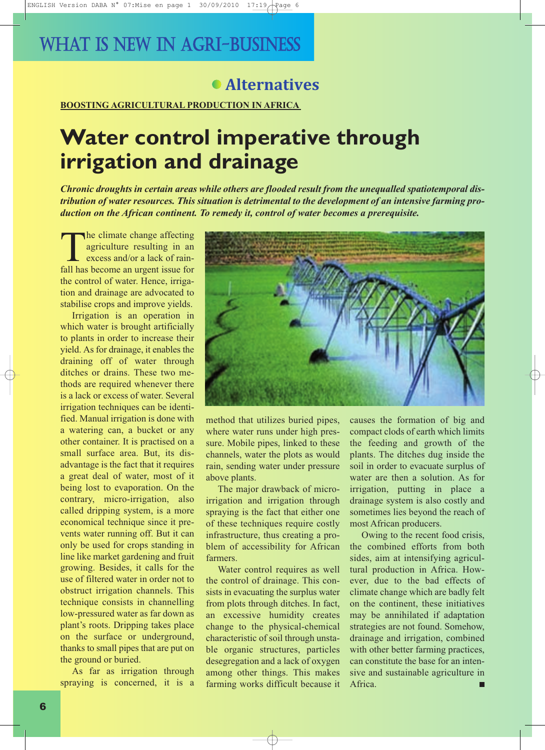# WHAT IS NEW IN AGRI-BUSINESS

## Alternatives

**BOOSTING AGRICULTURAL PRODUCTION IN AFRICA**

# Water control imperative through irrigation and drainage

***Chronic droughts in certain areas while others are flooded result from the unequalled spatiotemporal distribution of water resources. This situation is detrimental to the development of an intensive farming production on the African continent. To remedy it, control of water becomes a prerequisite.***

The climate change affecting agriculture resulting in an excess and/or a lack of rainfall has become an urgent issue for the control of water. Hence, irrigation and drainage are advocated to stabilise crops and improve yields.

Irrigation is an operation in which water is brought artificially to plants in order to increase their yield. As for drainage, it enables the draining off of water through ditches or drains. These two methods are required whenever there is a lack or excess of water. Several irrigation techniques can be identified. Manual irrigation is done with a watering can, a bucket or any other container. It is practised on a small surface area. But, its disadvantage is the fact that it requires a great deal of water, most of it being lost to evaporation. On the contrary, micro-irrigation, also called dripping system, is a more economical technique since it prevents water running off. But it can only be used for crops standing in line like market gardening and fruit growing. Besides, it calls for the use of filtered water in order not to obstruct irrigation channels. This technique consists in channelling low-pressured water as far down as plant's roots. Dripping takes place on the surface or underground, thanks to small pipes that are put on the ground or buried.

As far as irrigation through spraying is concerned, it is a method that utilizes buried pipes, where water runs under high pressure. Mobile pipes, linked to these channels, water the plots as would rain, sending water under pressure above plants.

The major drawback of micro-irrigation and irrigation through spraying is the fact that either one of these techniques require costly infrastructure, thus creating a problem of accessibility for African farmers.

Water control requires as well the control of drainage. This consists in evacuating the surplus water from plots through ditches. In fact, an excessive humidity creates change to the physical-chemical characteristic of soil through unstable organic structures, particles desegregation and a lack of oxygen among other things. This makes farming works difficult because it causes the formation of big and compact clods of earth which limits the feeding and growth of the plants. The ditches dug inside the soil in order to evacuate surplus of water are then a solution. As for irrigation, putting in place a drainage system is also costly and sometimes lies beyond the reach of most African producers.

Owing to the recent food crisis, the combined efforts from both sides, aim at intensifying agricultural production in Africa. However, due to the bad effects of climate change which are badly felt on the continent, these initiatives may be annihilated if adaptation strategies are not found. Somehow, drainage and irrigation, combined with other better farming practices, can constitute the base for an intensive and sustainable agriculture in Africa. ■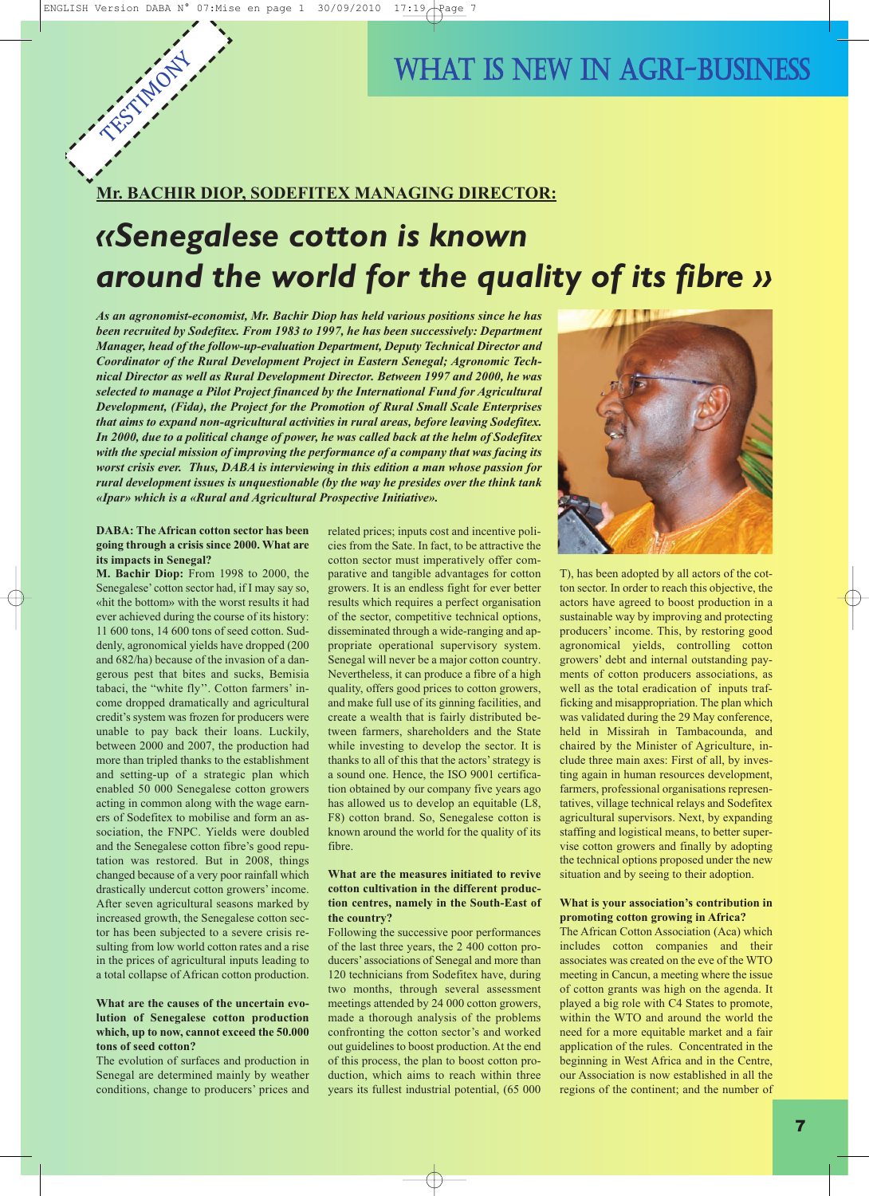TESTIMONY

# WHAT IS NEW IN AGRI-BUSINESS

**Mr. BACHIR DIOP, SODEFITEX MANAGING DIRECTOR:**

# «Senegalese cotton is known around the world for the quality of its fibre »

***As an agronomist-economist, Mr. Bachir Diop has held various positions since he has been recruited by Sodefitex. From 1983 to 1997, he has been successively: Department Manager, head of the follow-up-evaluation Department, Deputy Technical Director and Coordinator of the Rural Development Project in Eastern Senegal; Agronomic Technical Director as well as Rural Development Director. Between 1997 and 2000, he was selected to manage a Pilot Project financed by the International Fund for Agricultural Development, (Fida), the Project for the Promotion of Rural Small Scale Enterprises that aims to expand non-agricultural activities in rural areas, before leaving Sodefitex. In 2000, due to a political change of power, he was called back at the helm of Sodefitex with the special mission of improving the performance of a company that was facing its worst crisis ever. Thus, DABA is interviewing in this edition a man whose passion for rural development issues is unquestionable (by the way he presides over the think tank «Ipar» which is a «Rural and Agricultural Prospective Initiative».***

**DABA: The African cotton sector has been going through a crisis since 2000. What are its impacts in Senegal?**

**M. Bachir Diop:** From 1998 to 2000, the Senegalese' cotton sector had, if I may say so, «hit the bottom» with the worst results it had ever achieved during the course of its history: 11 600 tons, 14 600 tons of seed cotton. Suddenly, agronomical yields have dropped (200 and 682/ha) because of the invasion of a dangerous pest that bites and sucks, Bemisia tabaci, the "white fly". Cotton farmers' income dropped dramatically and agricultural credit's system was frozen for producers were unable to pay back their loans. Luckily, between 2000 and 2007, the production had more than tripled thanks to the establishment and setting-up of a strategic plan which enabled 50 000 Senegalese cotton growers acting in common along with the wage earners of Sodefitex to mobilise and form an association, the FNPC. Yields were doubled and the Senegalese cotton fibre's good reputation was restored. But in 2008, things changed because of a very poor rainfall which drastically undercut cotton growers' income. After seven agricultural seasons marked by increased growth, the Senegalese cotton sector has been subjected to a severe crisis resulting from low world cotton rates and a rise in the prices of agricultural inputs leading to a total collapse of African cotton production.

**What are the causes of the uncertain evolution of Senegalese cotton production which, up to now, cannot exceed the 50.000 tons of seed cotton?**

The evolution of surfaces and production in Senegal are determined mainly by weather conditions, change to producers' prices and related prices; inputs cost and incentive policies from the Sate. In fact, to be attractive the cotton sector must imperatively offer comparative and tangible advantages for cotton growers. It is an endless fight for ever better results which requires a perfect organisation of the sector, competitive technical options, disseminated through a wide-ranging and appropriate operational supervisory system. Senegal will never be a major cotton country. Nevertheless, it can produce a fibre of a high quality, offers good prices to cotton growers, and make full use of its ginning facilities, and create a wealth that is fairly distributed between farmers, shareholders and the State while investing to develop the sector. It is thanks to all of this that the actors' strategy is a sound one. Hence, the ISO 9001 certification obtained by our company five years ago has allowed us to develop an equitable (L8, F8) cotton brand. So, Senegalese cotton is known around the world for the quality of its fibre.

**What are the measures initiated to revive cotton cultivation in the different production centres, namely in the South-East of the country?**

Following the successive poor performances of the last three years, the 2 400 cotton producers' associations of Senegal and more than 120 technicians from Sodefitex have, during two months, through several assessment meetings attended by 24 000 cotton growers, made a thorough analysis of the problems confronting the cotton sector's and worked out guidelines to boost production. At the end of this process, the plan to boost cotton production, which aims to reach within three years its fullest industrial potential, (65 000 T), has been adopted by all actors of the cotton sector. In order to reach this objective, the actors have agreed to boost production in a sustainable way by improving and protecting producers' income. This, by restoring good agronomical yields, controlling cotton growers' debt and internal outstanding payments of cotton producers associations, as well as the total eradication of inputs trafficking and misappropriation. The plan which was validated during the 29 May conference, held in Missirah in Tambacounda, and chaired by the Minister of Agriculture, include three main axes: First of all, by investing again in human resources development, farmers, professional organisations representatives, village technical relays and Sodefitex agricultural supervisors. Next, by expanding staffing and logistical means, to better supervise cotton growers and finally by adopting the technical options proposed under the new situation and by seeing to their adoption.

**What is your association's contribution in promoting cotton growing in Africa?**

The African Cotton Association (Aca) which includes cotton companies and their associates was created on the eve of the WTO meeting in Cancun, a meeting where the issue of cotton grants was high on the agenda. It played a big role with C4 States to promote, within the WTO and around the world the need for a more equitable market and a fair application of the rules. Concentrated in the beginning in West Africa and in the Centre, our Association is now established in all the regions of the continent; and the number of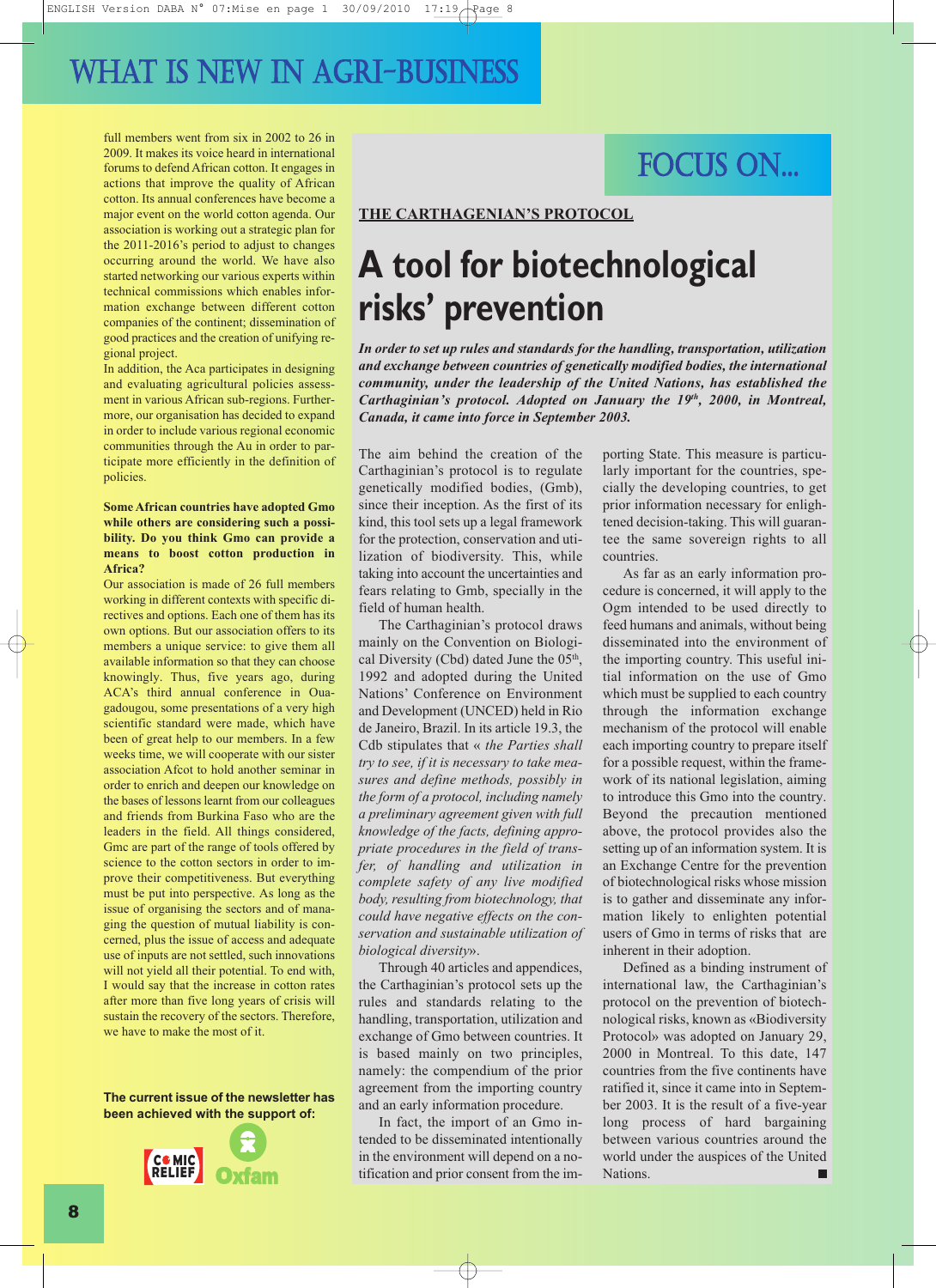# WHAT IS NEW IN AGRI-BUSINESS

full members went from six in 2002 to 26 in 2009. It makes its voice heard in international forums to defend African cotton. It engages in actions that improve the quality of African cotton. Its annual conferences have become a major event on the world cotton agenda. Our association is working out a strategic plan for the 2011-2016's period to adjust to changes occurring around the world. We have also started networking our various experts within technical commissions which enables information exchange between different cotton companies of the continent; dissemination of good practices and the creation of unifying regional project.

In addition, the Aca participates in designing and evaluating agricultural policies assessment in various African sub-regions. Furthermore, our organisation has decided to expand in order to include various regional economic communities through the Au in order to participate more efficiently in the definition of policies.

**Some African countries have adopted Gmo while others are considering such a possibility. Do you think Gmo can provide a means to boost cotton production in Africa?**

Our association is made of 26 full members working in different contexts with specific directives and options. Each one of them has its own options. But our association offers to its members a unique service: to give them all available information so that they can choose knowingly. Thus, five years ago, during ACA's third annual conference in Ouagadougou, some presentations of a very high scientific standard were made, which have been of great help to our members. In a few weeks time, we will cooperate with our sister association Afcot to hold another seminar in order to enrich and deepen our knowledge on the bases of lessons learnt from our colleagues and friends from Burkina Faso who are the leaders in the field. All things considered, Gmc are part of the range of tools offered by science to the cotton sectors in order to improve their competitiveness. But everything must be put into perspective. As long as the issue of organising the sectors and of managing the question of mutual liability is concerned, plus the issue of access and adequate use of inputs are not settled, such innovations will not yield all their potential. To end with, I would say that the increase in cotton rates after more than five long years of crisis will sustain the recovery of the sectors. Therefore, we have to make the most of it.

**The current issue of the newsletter has been achieved with the support of:**

COMIC RELIEF Oxfam

## FOCUS ON...

**THE CARTHAGENIAN'S PROTOCOL**

# A tool for biotechnological risks' prevention

***In order to set up rules and standards for the handling, transportation, utilization and exchange between countries of genetically modified bodies, the international community, under the leadership of the United Nations, has established the Carthaginian's protocol. Adopted on January the 19th, 2000, in Montreal, Canada, it came into force in September 2003.***

The aim behind the creation of the Carthaginian's protocol is to regulate genetically modified bodies, (Gmb), since their inception. As the first of its kind, this tool sets up a legal framework for the protection, conservation and utilization of biodiversity. This, while taking into account the uncertainties and fears relating to Gmb, specially in the field of human health.

The Carthaginian's protocol draws mainly on the Convention on Biological Diversity (Cbd) dated June the 05th, 1992 and adopted during the United Nations' Conference on Environment and Development (UNCED) held in Rio de Janeiro, Brazil. In its article 19.3, the Cdb stipulates that « *the Parties shall try to see, if it is necessary to take measures and define methods, possibly in the form of a protocol, including namely a preliminary agreement given with full knowledge of the facts, defining appropriate procedures in the field of transfer, of handling and utilization in complete safety of any live modified body, resulting from biotechnology, that could have negative effects on the conservation and sustainable utilization of biological diversity*».

Through 40 articles and appendices, the Carthaginian's protocol sets up the rules and standards relating to the handling, transportation, utilization and exchange of Gmo between countries. It is based mainly on two principles, namely: the compendium of the prior agreement from the importing country and an early information procedure.

In fact, the import of an Gmo intended to be disseminated intentionally in the environment will depend on a notification and prior consent from the importing State. This measure is particularly important for the countries, specially the developing countries, to get prior information necessary for enlightened decision-taking. This will guarantee the same sovereign rights to all countries.

As far as an early information procedure is concerned, it will apply to the Ogm intended to be used directly to feed humans and animals, without being disseminated into the environment of the importing country. This useful initial information on the use of Gmo which must be supplied to each country through the information exchange mechanism of the protocol will enable each importing country to prepare itself for a possible request, within the framework of its national legislation, aiming to introduce this Gmo into the country. Beyond the precaution mentioned above, the protocol provides also the setting up of an information system. It is an Exchange Centre for the prevention of biotechnological risks whose mission is to gather and disseminate any information likely to enlighten potential users of Gmo in terms of risks that are inherent in their adoption.

Defined as a binding instrument of international law, the Carthaginian's protocol on the prevention of biotechnological risks, known as «Biodiversity Protocol» was adopted on January 29, 2000 in Montreal. To this date, 147 countries from the five continents have ratified it, since it came into in September 2003. It is the result of a five-year long process of hard bargaining between various countries around the world under the auspices of the United Nations.